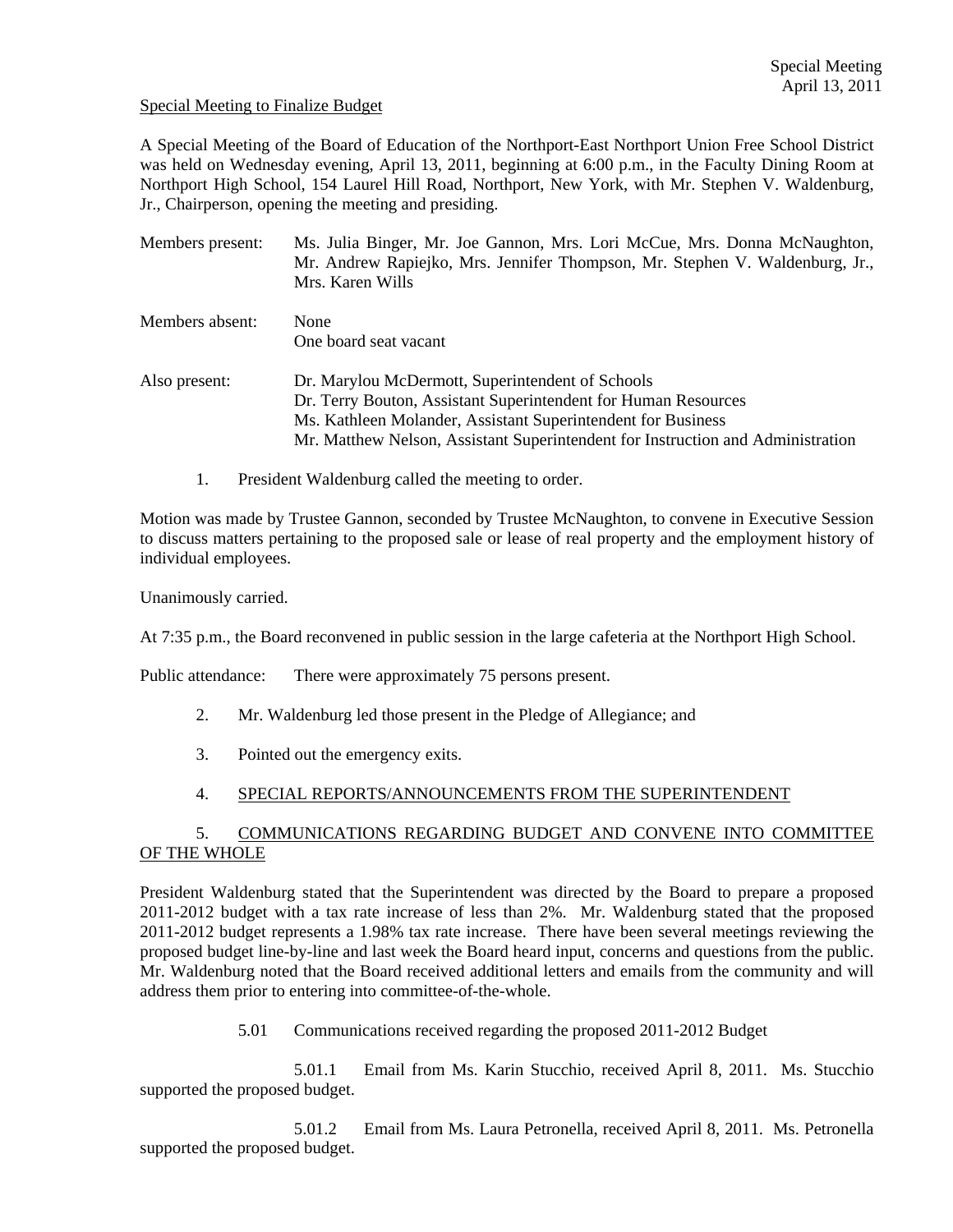Special Meeting
April 13, 2011

Special Meeting to Finalize Budget

A Special Meeting of the Board of Education of the Northport-East Northport Union Free School District was held on Wednesday evening, April 13, 2011, beginning at 6:00 p.m., in the Faculty Dining Room at Northport High School, 154 Laurel Hill Road, Northport, New York, with Mr. Stephen V. Waldenburg, Jr., Chairperson, opening the meeting and presiding.

Members present: Ms. Julia Binger, Mr. Joe Gannon, Mrs. Lori McCue, Mrs. Donna McNaughton, Mr. Andrew Rapiejko, Mrs. Jennifer Thompson, Mr. Stephen V. Waldenburg, Jr., Mrs. Karen Wills

Members absent: None
One board seat vacant

Also present: Dr. Marylou McDermott, Superintendent of Schools
Dr. Terry Bouton, Assistant Superintendent for Human Resources
Ms. Kathleen Molander, Assistant Superintendent for Business
Mr. Matthew Nelson, Assistant Superintendent for Instruction and Administration

1. President Waldenburg called the meeting to order.

Motion was made by Trustee Gannon, seconded by Trustee McNaughton, to convene in Executive Session to discuss matters pertaining to the proposed sale or lease of real property and the employment history of individual employees.

Unanimously carried.

At 7:35 p.m., the Board reconvened in public session in the large cafeteria at the Northport High School.

Public attendance: There were approximately 75 persons present.

2. Mr. Waldenburg led those present in the Pledge of Allegiance; and

3. Pointed out the emergency exits.

4. SPECIAL REPORTS/ANNOUNCEMENTS FROM THE SUPERINTENDENT

5. COMMUNICATIONS REGARDING BUDGET AND CONVENE INTO COMMITTEE OF THE WHOLE

President Waldenburg stated that the Superintendent was directed by the Board to prepare a proposed 2011-2012 budget with a tax rate increase of less than 2%. Mr. Waldenburg stated that the proposed 2011-2012 budget represents a 1.98% tax rate increase. There have been several meetings reviewing the proposed budget line-by-line and last week the Board heard input, concerns and questions from the public. Mr. Waldenburg noted that the Board received additional letters and emails from the community and will address them prior to entering into committee-of-the-whole.

5.01 Communications received regarding the proposed 2011-2012 Budget

5.01.1 Email from Ms. Karin Stucchio, received April 8, 2011. Ms. Stucchio supported the proposed budget.

5.01.2 Email from Ms. Laura Petronella, received April 8, 2011. Ms. Petronella supported the proposed budget.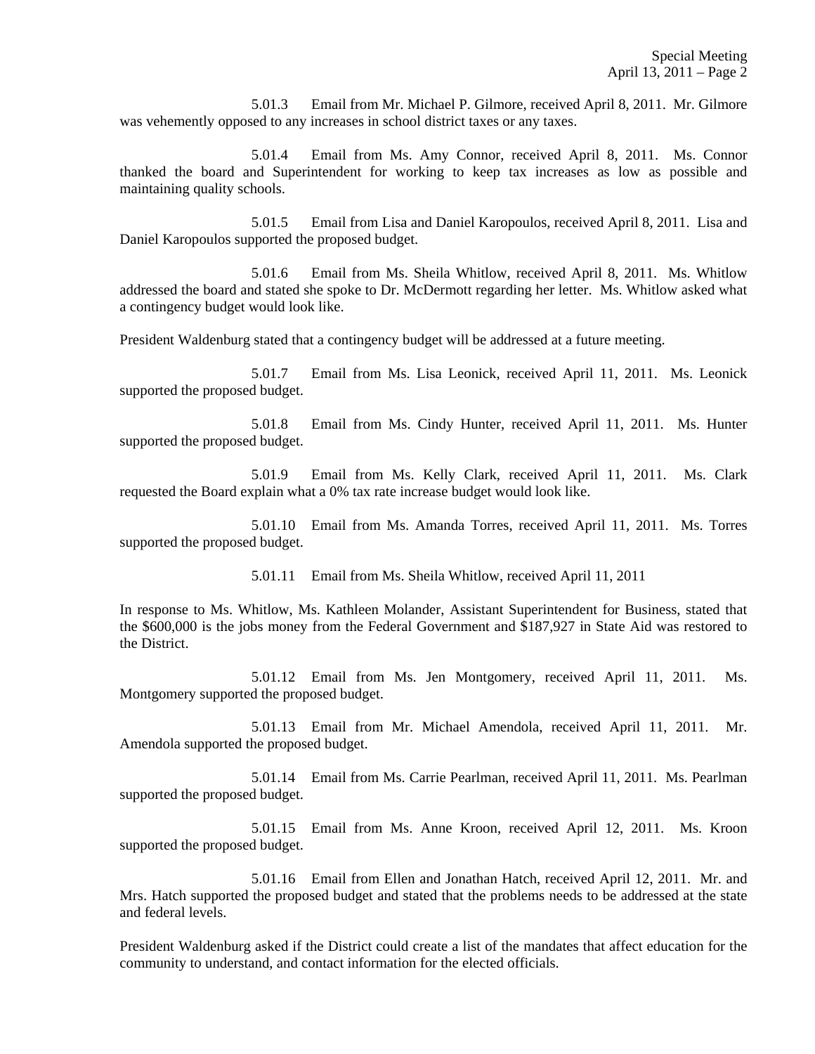5.01.3 Email from Mr. Michael P. Gilmore, received April 8, 2011. Mr. Gilmore was vehemently opposed to any increases in school district taxes or any taxes.

5.01.4 Email from Ms. Amy Connor, received April 8, 2011. Ms. Connor thanked the board and Superintendent for working to keep tax increases as low as possible and maintaining quality schools.

5.01.5 Email from Lisa and Daniel Karopoulos, received April 8, 2011. Lisa and Daniel Karopoulos supported the proposed budget.

5.01.6 Email from Ms. Sheila Whitlow, received April 8, 2011. Ms. Whitlow addressed the board and stated she spoke to Dr. McDermott regarding her letter. Ms. Whitlow asked what a contingency budget would look like.

President Waldenburg stated that a contingency budget will be addressed at a future meeting.

5.01.7 Email from Ms. Lisa Leonick, received April 11, 2011. Ms. Leonick supported the proposed budget.

5.01.8 Email from Ms. Cindy Hunter, received April 11, 2011. Ms. Hunter supported the proposed budget.

5.01.9 Email from Ms. Kelly Clark, received April 11, 2011. Ms. Clark requested the Board explain what a 0% tax rate increase budget would look like.

5.01.10 Email from Ms. Amanda Torres, received April 11, 2011. Ms. Torres supported the proposed budget.

5.01.11 Email from Ms. Sheila Whitlow, received April 11, 2011

In response to Ms. Whitlow, Ms. Kathleen Molander, Assistant Superintendent for Business, stated that the $600,000 is the jobs money from the Federal Government and $187,927 in State Aid was restored to the District.

5.01.12 Email from Ms. Jen Montgomery, received April 11, 2011. Ms. Montgomery supported the proposed budget.

5.01.13 Email from Mr. Michael Amendola, received April 11, 2011. Mr. Amendola supported the proposed budget.

5.01.14 Email from Ms. Carrie Pearlman, received April 11, 2011. Ms. Pearlman supported the proposed budget.

5.01.15 Email from Ms. Anne Kroon, received April 12, 2011. Ms. Kroon supported the proposed budget.

5.01.16 Email from Ellen and Jonathan Hatch, received April 12, 2011. Mr. and Mrs. Hatch supported the proposed budget and stated that the problems needs to be addressed at the state and federal levels.

President Waldenburg asked if the District could create a list of the mandates that affect education for the community to understand, and contact information for the elected officials.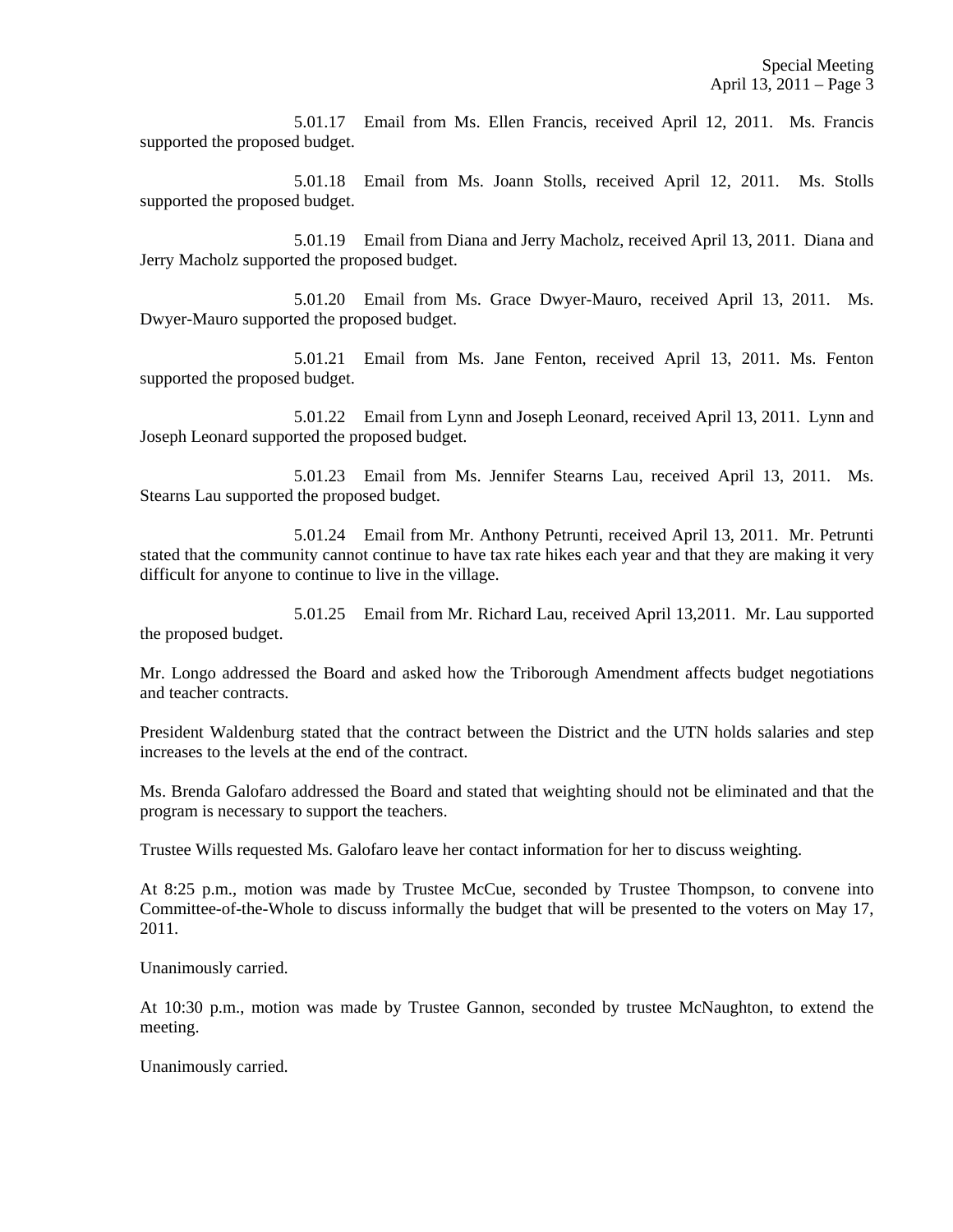5.01.17 Email from Ms. Ellen Francis, received April 12, 2011. Ms. Francis supported the proposed budget.

5.01.18 Email from Ms. Joann Stolls, received April 12, 2011. Ms. Stolls supported the proposed budget.

5.01.19 Email from Diana and Jerry Macholz, received April 13, 2011. Diana and Jerry Macholz supported the proposed budget.

5.01.20 Email from Ms. Grace Dwyer-Mauro, received April 13, 2011. Ms. Dwyer-Mauro supported the proposed budget.

5.01.21 Email from Ms. Jane Fenton, received April 13, 2011. Ms. Fenton supported the proposed budget.

5.01.22 Email from Lynn and Joseph Leonard, received April 13, 2011. Lynn and Joseph Leonard supported the proposed budget.

5.01.23 Email from Ms. Jennifer Stearns Lau, received April 13, 2011. Ms. Stearns Lau supported the proposed budget.

5.01.24 Email from Mr. Anthony Petrunti, received April 13, 2011. Mr. Petrunti stated that the community cannot continue to have tax rate hikes each year and that they are making it very difficult for anyone to continue to live in the village.

5.01.25 Email from Mr. Richard Lau, received April 13,2011. Mr. Lau supported the proposed budget.

Mr. Longo addressed the Board and asked how the Triborough Amendment affects budget negotiations and teacher contracts.

President Waldenburg stated that the contract between the District and the UTN holds salaries and step increases to the levels at the end of the contract.

Ms. Brenda Galofaro addressed the Board and stated that weighting should not be eliminated and that the program is necessary to support the teachers.

Trustee Wills requested Ms. Galofaro leave her contact information for her to discuss weighting.

At 8:25 p.m., motion was made by Trustee McCue, seconded by Trustee Thompson, to convene into Committee-of-the-Whole to discuss informally the budget that will be presented to the voters on May 17, 2011.

Unanimously carried.

At 10:30 p.m., motion was made by Trustee Gannon, seconded by trustee McNaughton, to extend the meeting.

Unanimously carried.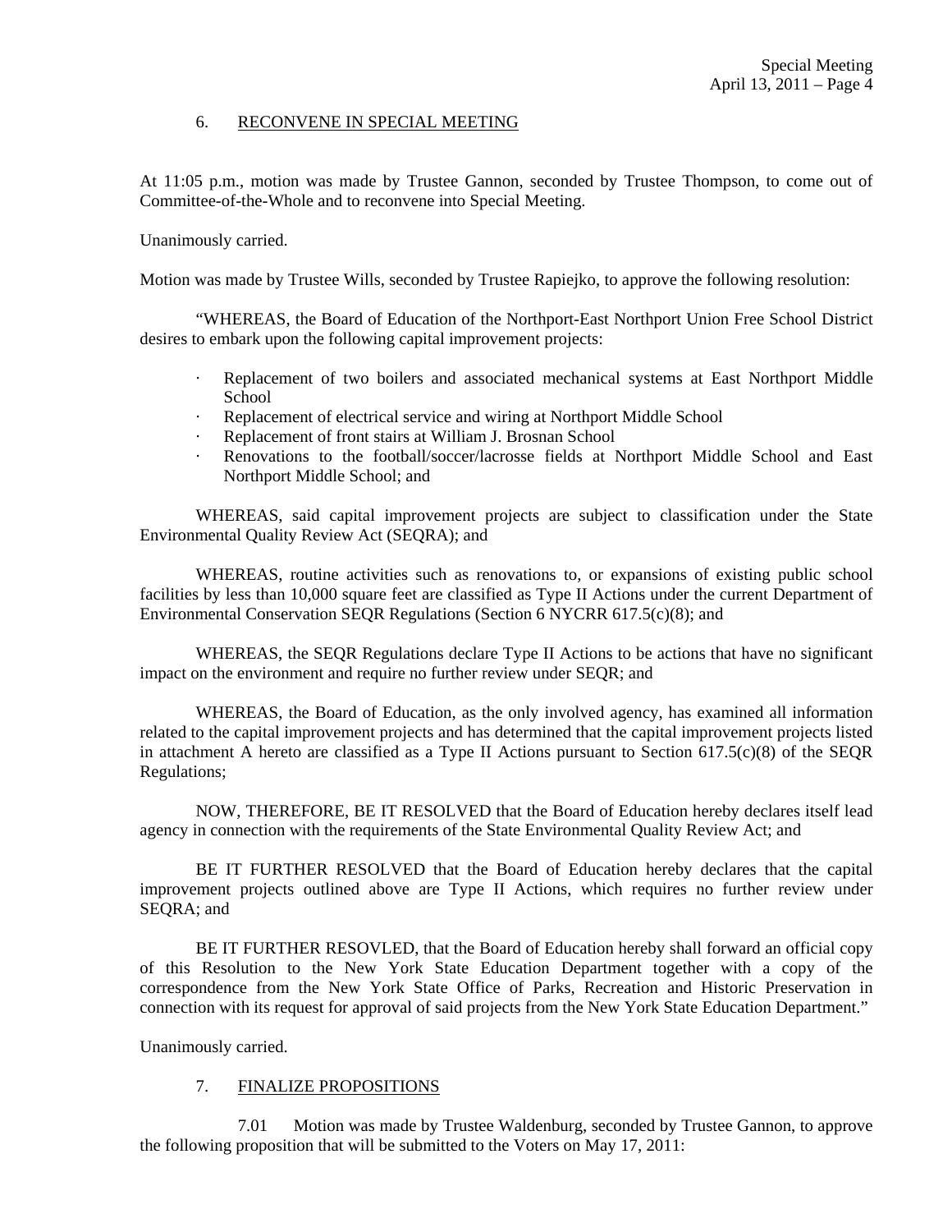6. RECONVENE IN SPECIAL MEETING

At 11:05 p.m., motion was made by Trustee Gannon, seconded by Trustee Thompson, to come out of Committee-of-the-Whole and to reconvene into Special Meeting.

Unanimously carried.

Motion was made by Trustee Wills, seconded by Trustee Rapiejko, to approve the following resolution:

"WHEREAS, the Board of Education of the Northport-East Northport Union Free School District desires to embark upon the following capital improvement projects:

- Replacement of two boilers and associated mechanical systems at East Northport Middle School
- Replacement of electrical service and wiring at Northport Middle School
- Replacement of front stairs at William J. Brosnan School
- Renovations to the football/soccer/lacrosse fields at Northport Middle School and East Northport Middle School; and

WHEREAS, said capital improvement projects are subject to classification under the State Environmental Quality Review Act (SEQRA); and

WHEREAS, routine activities such as renovations to, or expansions of existing public school facilities by less than 10,000 square feet are classified as Type II Actions under the current Department of Environmental Conservation SEQR Regulations (Section 6 NYCRR 617.5(c)(8); and

WHEREAS, the SEQR Regulations declare Type II Actions to be actions that have no significant impact on the environment and require no further review under SEQR; and

WHEREAS, the Board of Education, as the only involved agency, has examined all information related to the capital improvement projects and has determined that the capital improvement projects listed in attachment A hereto are classified as a Type II Actions pursuant to Section 617.5(c)(8) of the SEQR Regulations;

NOW, THEREFORE, BE IT RESOLVED that the Board of Education hereby declares itself lead agency in connection with the requirements of the State Environmental Quality Review Act; and

BE IT FURTHER RESOLVED that the Board of Education hereby declares that the capital improvement projects outlined above are Type II Actions, which requires no further review under SEQRA; and

BE IT FURTHER RESOVLED, that the Board of Education hereby shall forward an official copy of this Resolution to the New York State Education Department together with a copy of the correspondence from the New York State Office of Parks, Recreation and Historic Preservation in connection with its request for approval of said projects from the New York State Education Department."

Unanimously carried.

7. FINALIZE PROPOSITIONS

7.01 Motion was made by Trustee Waldenburg, seconded by Trustee Gannon, to approve the following proposition that will be submitted to the Voters on May 17, 2011: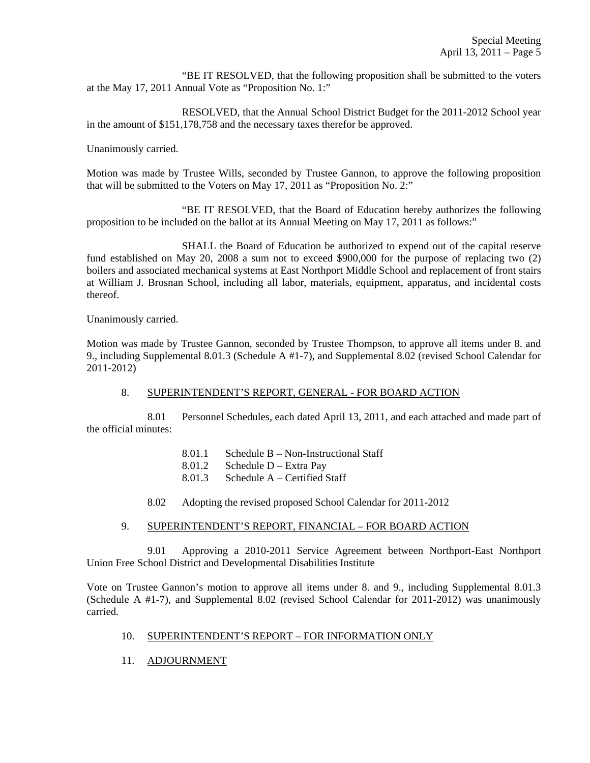"BE IT RESOLVED, that the following proposition shall be submitted to the voters at the May 17, 2011 Annual Vote as "Proposition No. 1:"

RESOLVED, that the Annual School District Budget for the 2011-2012 School year in the amount of $151,178,758 and the necessary taxes therefor be approved.

Unanimously carried.

Motion was made by Trustee Wills, seconded by Trustee Gannon, to approve the following proposition that will be submitted to the Voters on May 17, 2011 as "Proposition No. 2:"

"BE IT RESOLVED, that the Board of Education hereby authorizes the following proposition to be included on the ballot at its Annual Meeting on May 17, 2011 as follows:"

SHALL the Board of Education be authorized to expend out of the capital reserve fund established on May 20, 2008 a sum not to exceed $900,000 for the purpose of replacing two (2) boilers and associated mechanical systems at East Northport Middle School and replacement of front stairs at William J. Brosnan School, including all labor, materials, equipment, apparatus, and incidental costs thereof.

Unanimously carried.

Motion was made by Trustee Gannon, seconded by Trustee Thompson, to approve all items under 8. and 9., including Supplemental 8.01.3 (Schedule A #1-7), and Supplemental 8.02 (revised School Calendar for 2011-2012)

8. SUPERINTENDENT'S REPORT, GENERAL - FOR BOARD ACTION

8.01 Personnel Schedules, each dated April 13, 2011, and each attached and made part of the official minutes:

- 8.01.1 Schedule B – Non-Instructional Staff
- 8.01.2 Schedule D – Extra Pay
- 8.01.3 Schedule A – Certified Staff

8.02 Adopting the revised proposed School Calendar for 2011-2012

9. SUPERINTENDENT'S REPORT, FINANCIAL – FOR BOARD ACTION

9.01 Approving a 2010-2011 Service Agreement between Northport-East Northport Union Free School District and Developmental Disabilities Institute

Vote on Trustee Gannon's motion to approve all items under 8. and 9., including Supplemental 8.01.3 (Schedule A #1-7), and Supplemental 8.02 (revised School Calendar for 2011-2012) was unanimously carried.

10. SUPERINTENDENT'S REPORT – FOR INFORMATION ONLY

11. ADJOURNMENT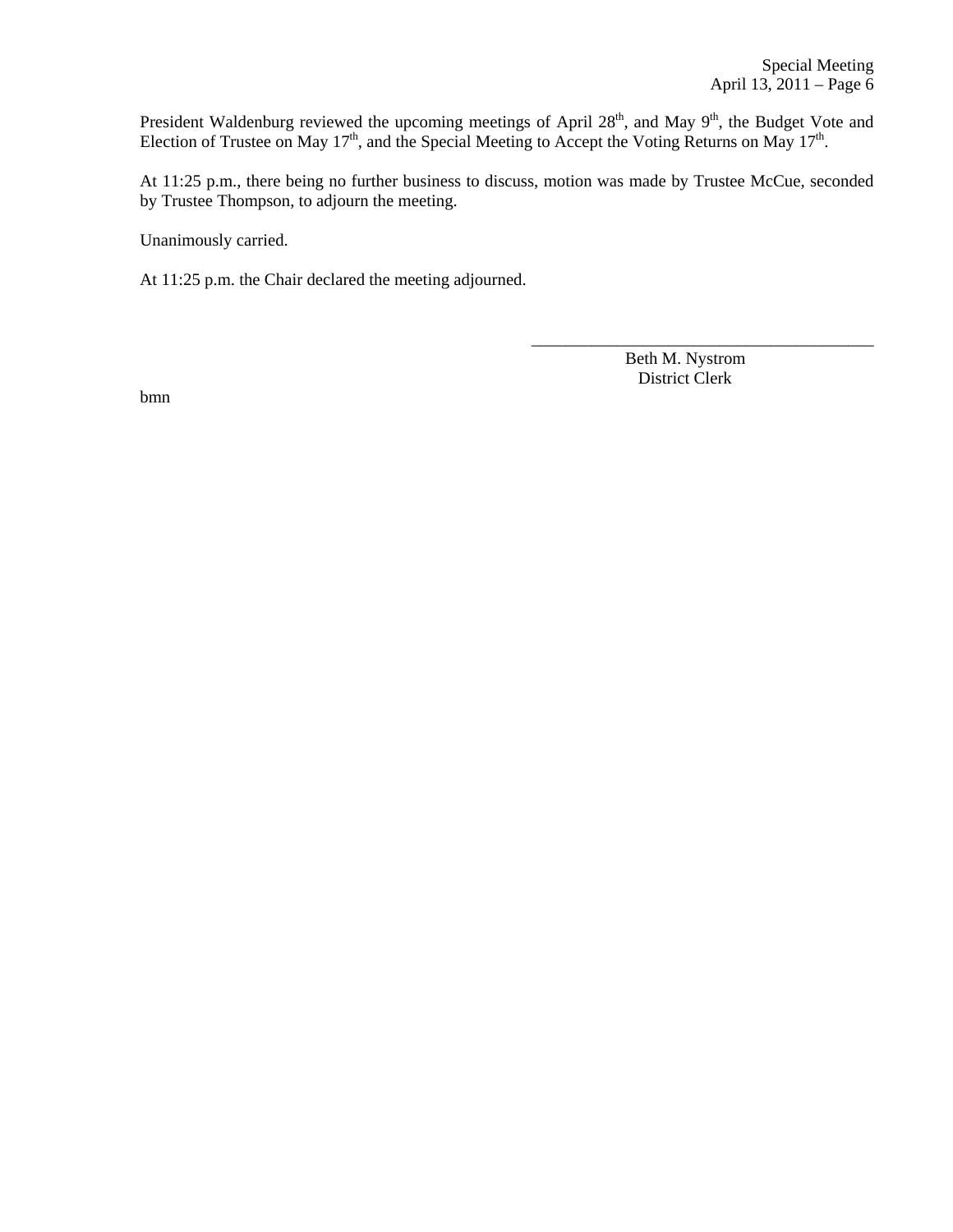President Waldenburg reviewed the upcoming meetings of April 28th, and May 9th, the Budget Vote and Election of Trustee on May 17th, and the Special Meeting to Accept the Voting Returns on May 17th.

At 11:25 p.m., there being no further business to discuss, motion was made by Trustee McCue, seconded by Trustee Thompson, to adjourn the meeting.

Unanimously carried.

At 11:25 p.m. the Chair declared the meeting adjourned.

\_\_\_\_\_\_\_\_\_\_\_\_\_\_\_\_\_\_\_\_\_\_\_\_\_\_\_\_\_\_\_\_\_\_\_\_\_\_\_\_

Beth M. Nystrom
District Clerk

bmn